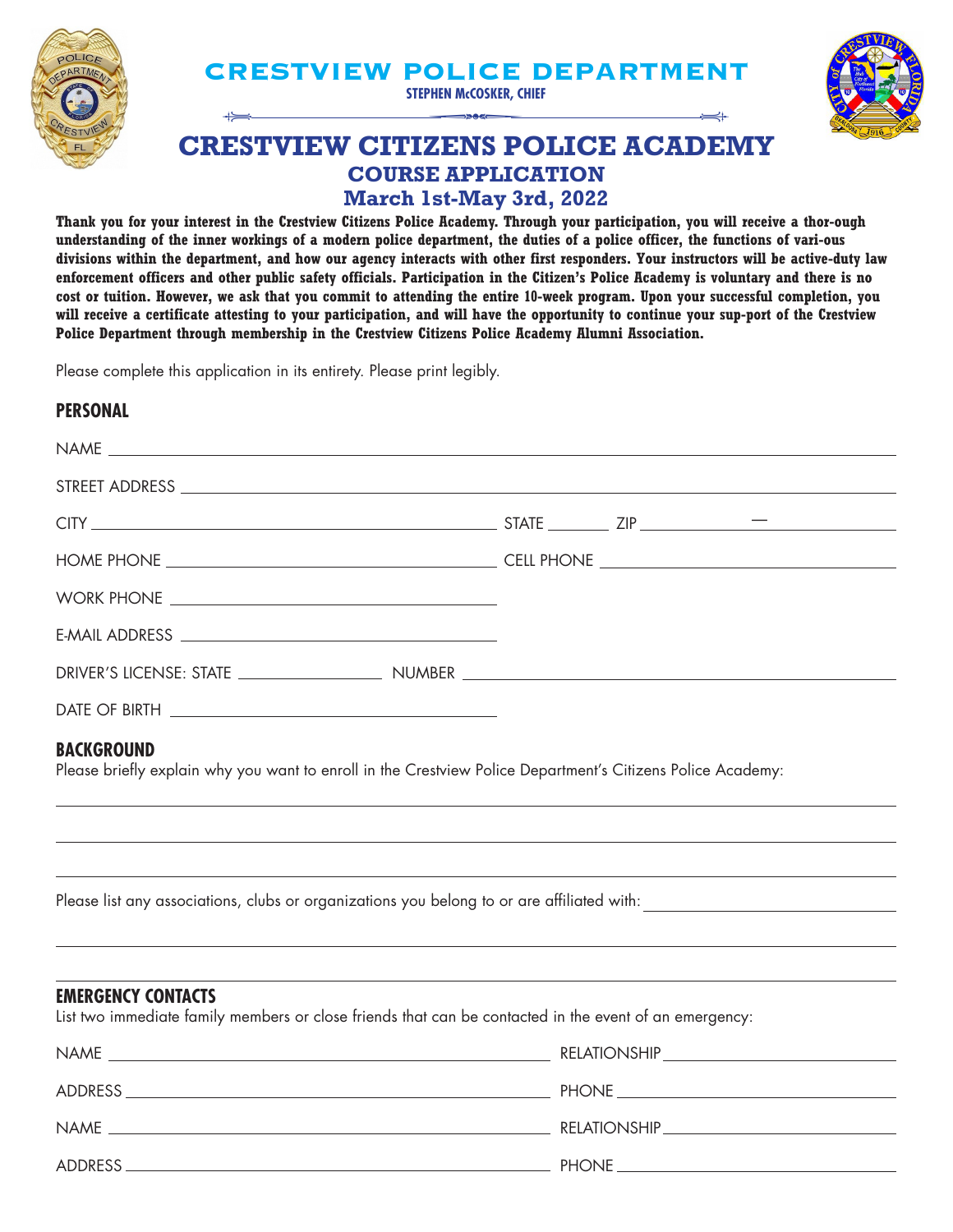# CRESTVIEW POLICE DEPARTMENT

**STEPHEN McCOSKER, CHIEF**

# CRESTVIEW CITIZENS POLICE ACADEMY

## COURSE APPLICATION

## March 1st-May 3rd, 2022

**Thank you for your interest in the Crestview Citizens Police Academy. Through your participation, you will receive a thor-ough understanding of the inner workings of a modern police department, the duties of a police officer, the functions of vari-ous divisions within the department, and how our agency interacts with other first responders. Your instructors will be active-duty law enforcement officers and other public safety officials. Participation in the Citizen's Police Academy is voluntary and there is no cost or tuition. However, we ask that you commit to attending the entire 10-week program. Upon your successful completion, you will receive a certificate attesting to your participation, and will have the opportunity to continue your sup-port of the Crestview Police Department through membership in the Crestview Citizens Police Academy Alumni Association.**

Please complete this application in its entirety. Please print legibly.

### PERSONAL

NAME ______________________________

STREET ADDRESS ______________________________

CITY ______________________________ STATE ________ ZIP ____________ — ____________

HOME PHONE ______________________________ CELL PHONE ______________________________

WORK PHONE ______________________________

E-MAIL ADDRESS ______________________________

DRIVER'S LICENSE: STATE ______________ NUMBER ______________________________

DATE OF BIRTH ______________________________

### BACKGROUND

Please briefly explain why you want to enroll in the Crestview Police Department's Citizens Police Academy:

______________________________

______________________________

______________________________

Please list any associations, clubs or organizations you belong to or are affiliated with: ______________________________

______________________________

______________________________

### EMERGENCY CONTACTS

List two immediate family members or close friends that can be contacted in the event of an emergency:

NAME ______________________________ RELATIONSHIP ______________________________

ADDRESS ______________________________ PHONE ______________________________

NAME ______________________________ RELATIONSHIP ______________________________

ADDRESS ______________________________ PHONE ______________________________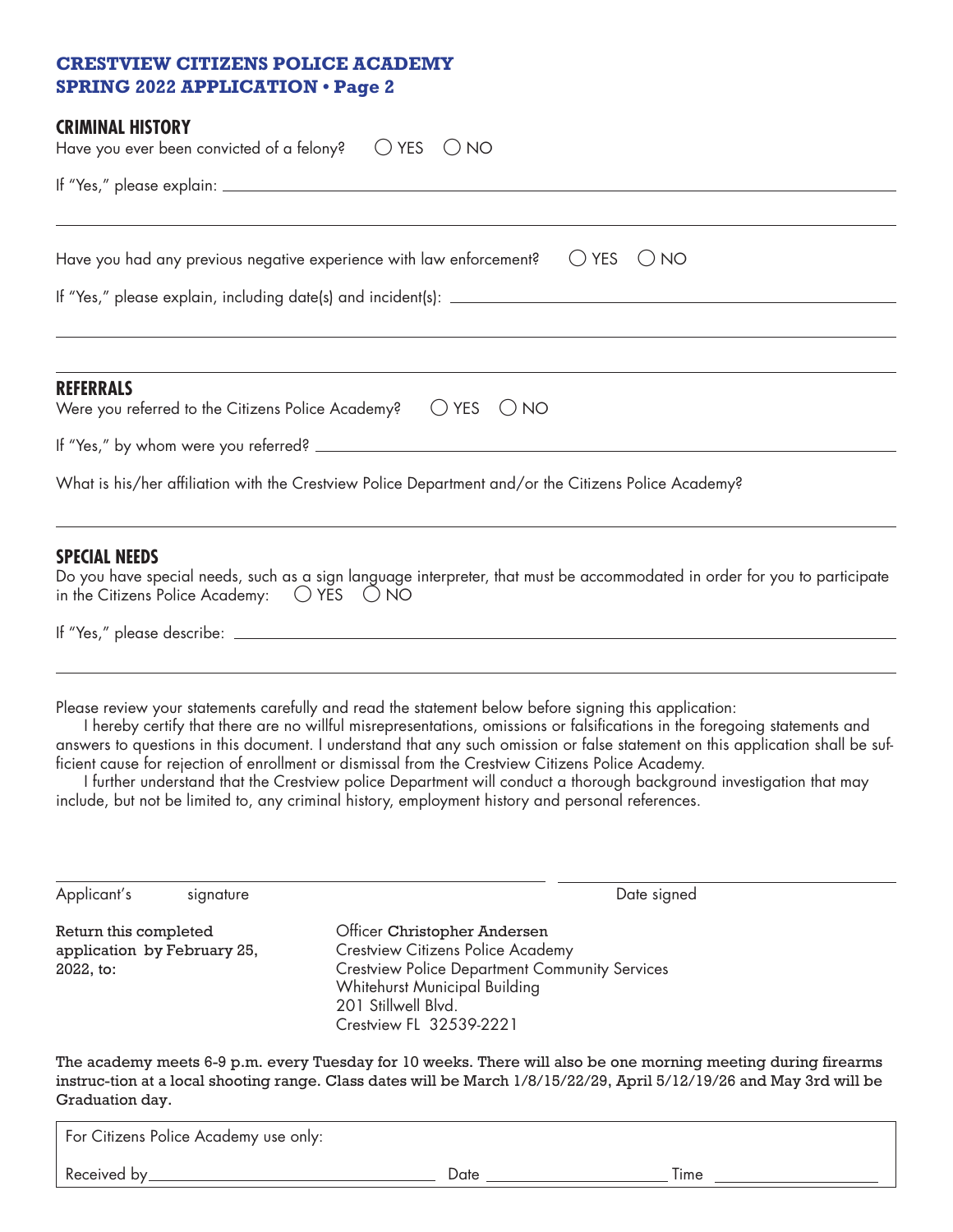**CRESTVIEW CITIZENS POLICE ACADEMY**
**SPRING 2022 APPLICATION • Page 2**

## CRIMINAL HISTORY

Have you ever been convicted of a felony? ◯ YES ◯ NO

If "Yes," please explain: \_\_\_\_\_\_\_\_\_\_\_\_\_\_\_\_\_\_\_\_\_\_\_\_\_\_\_\_\_\_\_\_\_\_\_\_\_\_\_\_

Have you had any previous negative experience with law enforcement? ◯ YES ◯ NO

If "Yes," please explain, including date(s) and incident(s): \_\_\_\_\_\_\_\_\_\_\_\_\_\_\_\_\_\_\_\_\_\_\_\_\_\_\_\_\_\_\_\_\_\_\_\_\_\_\_\_

## REFERRALS

Were you referred to the Citizens Police Academy? ◯ YES ◯ NO

If "Yes," by whom were you referred? \_\_\_\_\_\_\_\_\_\_\_\_\_\_\_\_\_\_\_\_\_\_\_\_\_\_\_\_\_\_\_\_\_\_\_\_\_\_\_\_

What is his/her affiliation with the Crestview Police Department and/or the Citizens Police Academy?

## SPECIAL NEEDS

Do you have special needs, such as a sign language interpreter, that must be accommodated in order for you to participate in the Citizens Police Academy: ◯ YES ◯ NO

If "Yes," please describe: \_\_\_\_\_\_\_\_\_\_\_\_\_\_\_\_\_\_\_\_\_\_\_\_\_\_\_\_\_\_\_\_\_\_\_\_\_\_\_\_

Please review your statements carefully and read the statement below before signing this application:

I hereby certify that there are no willful misrepresentations, omissions or falsifications in the foregoing statements and answers to questions in this document. I understand that any such omission or false statement on this application shall be sufficient cause for rejection of enrollment or dismissal from the Crestview Citizens Police Academy.

I further understand that the Crestview police Department will conduct a thorough background investigation that may include, but not be limited to, any criminal history, employment history and personal references.

\_\_\_\_\_\_\_\_\_\_\_\_\_\_\_\_\_\_\_\_\_\_\_\_\_\_\_\_\_\_\_\_\_\_\_\_\_\_\_\_ \_\_\_\_\_\_\_\_\_\_\_\_\_\_\_\_\_\_\_\_\_\_\_\_\_\_\_\_

Applicant's signature Date signed

**Return this completed application by February 25, 2022, to:**

Officer Christopher Andersen
Crestview Citizens Police Academy
Crestview Police Department Community Services
Whitehurst Municipal Building
201 Stillwell Blvd.
Crestview FL 32539-2221

**The academy meets 6-9 p.m. every Tuesday for 10 weeks. There will also be one morning meeting during firearms instruc-tion at a local shooting range. Class dates will be March 1/8/15/22/29, April 5/12/19/26 and May 3rd will be Graduation day.**

For Citizens Police Academy use only:

Received by\_\_\_\_\_\_\_\_\_\_\_\_\_\_\_\_\_\_\_\_\_\_\_\_\_\_\_\_ Date \_\_\_\_\_\_\_\_\_\_\_\_\_\_\_\_\_\_ Time \_\_\_\_\_\_\_\_\_\_\_\_\_\_\_\_\_\_